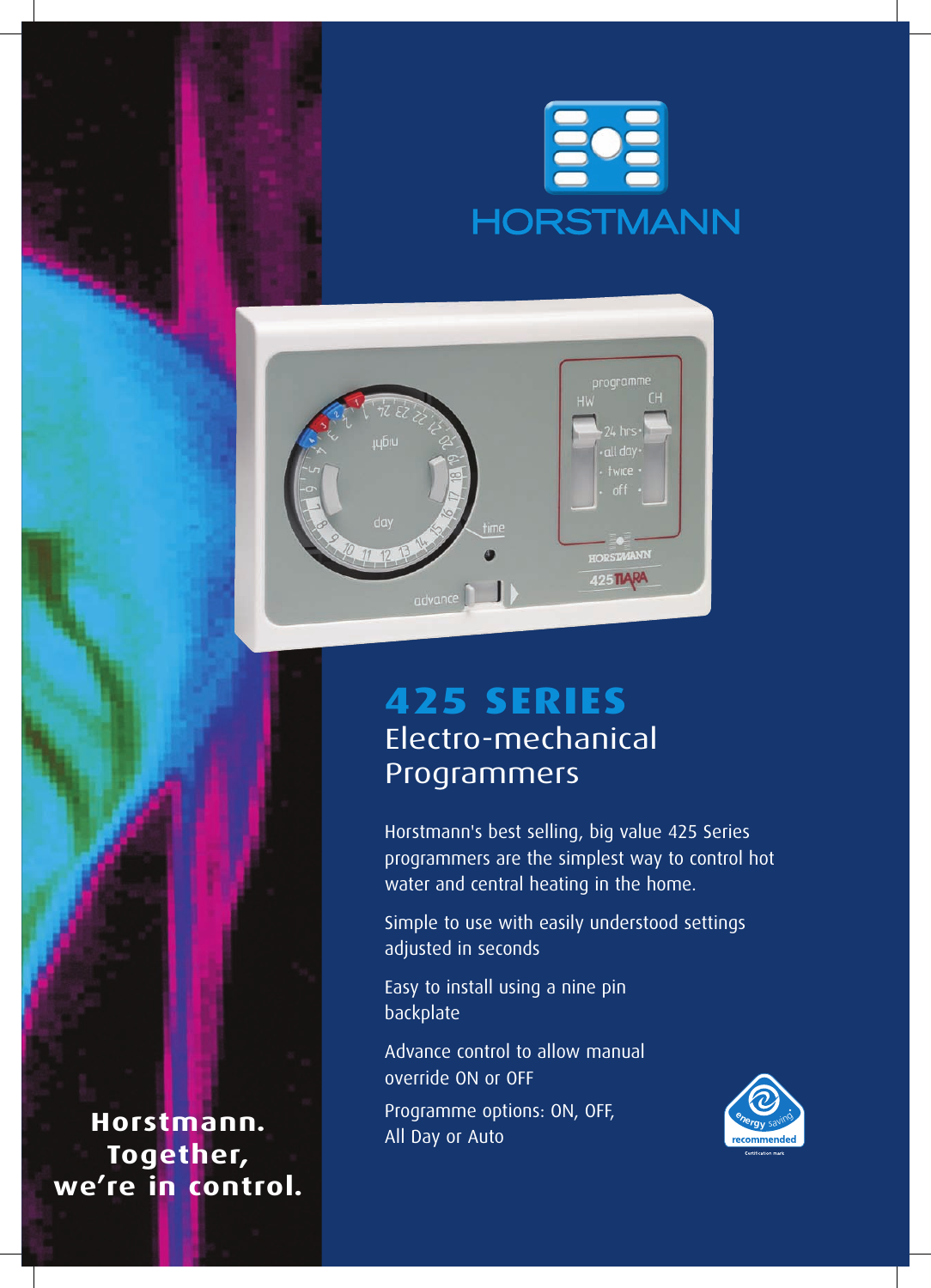HORSTMANN

# 425 SERIES

## Electro-mechanical Programmers

Horstmann's best selling, big value 425 Series programmers are the simplest way to control hot water and central heating in the home.

Simple to use with easily understood settings adjusted in seconds

Easy to install using a nine pin backplate

Advance control to allow manual override ON or OFF

Programme options: ON, OFF, All Day or Auto

energy saving recommended

**Horstmann. Together, we're in control.**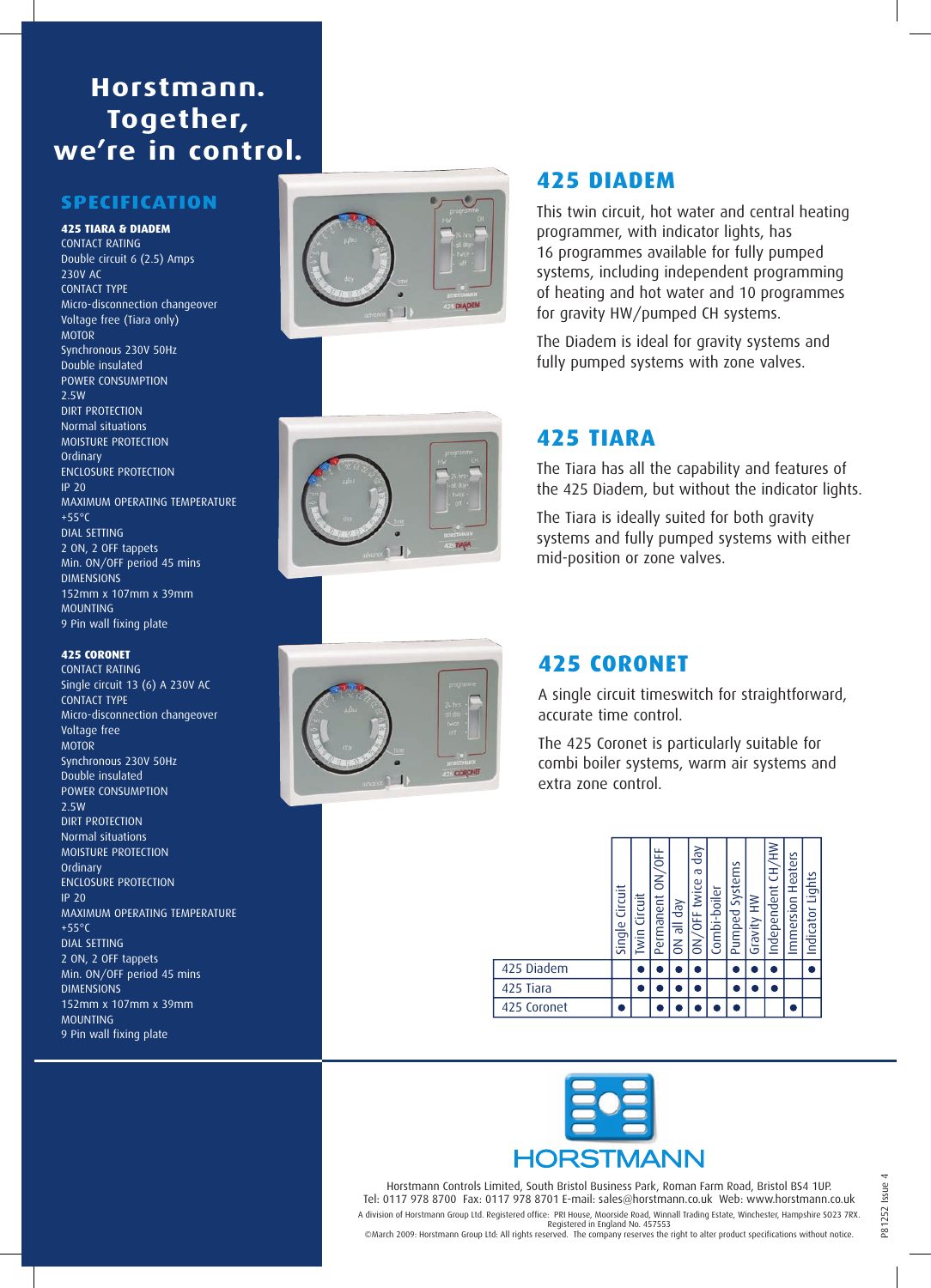# Horstmann. Together, we're in control.

## SPECIFICATION

**425 TIARA & DIADEM**

CONTACT RATING
Double circuit 6 (2.5) Amps
230V AC
CONTACT TYPE
Micro-disconnection changeover
Voltage free (Tiara only)
MOTOR
Synchronous 230V 50Hz
Double insulated
POWER CONSUMPTION
2.5W
DIRT PROTECTION
Normal situations
MOISTURE PROTECTION
Ordinary
ENCLOSURE PROTECTION
IP 20
MAXIMUM OPERATING TEMPERATURE
+55°C
DIAL SETTING
2 ON, 2 OFF tappets
Min. ON/OFF period 45 mins
DIMENSIONS
152mm x 107mm x 39mm
MOUNTING
9 Pin wall fixing plate

**425 CORONET**

CONTACT RATING
Single circuit 13 (6) A 230V AC
CONTACT TYPE
Micro-disconnection changeover
Voltage free
MOTOR
Synchronous 230V 50Hz
Double insulated
POWER CONSUMPTION
2.5W
DIRT PROTECTION
Normal situations
MOISTURE PROTECTION
Ordinary
ENCLOSURE PROTECTION
IP 20
MAXIMUM OPERATING TEMPERATURE
+55°C
DIAL SETTING
2 ON, 2 OFF tappets
Min. ON/OFF period 45 mins
DIMENSIONS
152mm x 107mm x 39mm
MOUNTING
9 Pin wall fixing plate

## 425 DIADEM

This twin circuit, hot water and central heating programmer, with indicator lights, has 16 programmes available for fully pumped systems, including independent programming of heating and hot water and 10 programmes for gravity HW/pumped CH systems.

The Diadem is ideal for gravity systems and fully pumped systems with zone valves.

## 425 TIARA

The Tiara has all the capability and features of the 425 Diadem, but without the indicator lights.

The Tiara is ideally suited for both gravity systems and fully pumped systems with either mid-position or zone valves.

## 425 CORONET

A single circuit timeswitch for straightforward, accurate time control.

The 425 Coronet is particularly suitable for combi boiler systems, warm air systems and extra zone control.

| | Single Circuit | Twin Circuit | Permanent ON/OFF | ON all day | ON/OFF twice a day | Combi-boiler | Pumped Systems | Gravity HW | Independent CH/HW | Immersion Heaters | Indicator Lights |
|---|---|---|---|---|---|---|---|---|---|---|---|
| 425 Diadem | | ● | ● | ● | ● | | ● | ● | ● | | ● |
| 425 Tiara | | ● | ● | ● | ● | | ● | ● | ● | | |
| 425 Coronet | ● | | ● | ● | ● | ● | ● | | | ● | |

HORSTMANN

Horstmann Controls Limited, South Bristol Business Park, Roman Farm Road, Bristol BS4 1UP.
Tel: 0117 978 8700 Fax: 0117 978 8701 E-mail: sales@horstmann.co.uk Web: www.horstmann.co.uk
A division of Horstmann Group Ltd. Registered office: PRI House, Moorside Road, Winnall Trading Estate, Winchester, Hampshire SO23 7RX. Registered in England No. 457553
©March 2009: Horstmann Group Ltd: All rights reserved. The company reserves the right to alter product specifications without notice.

P81252 Issue 4